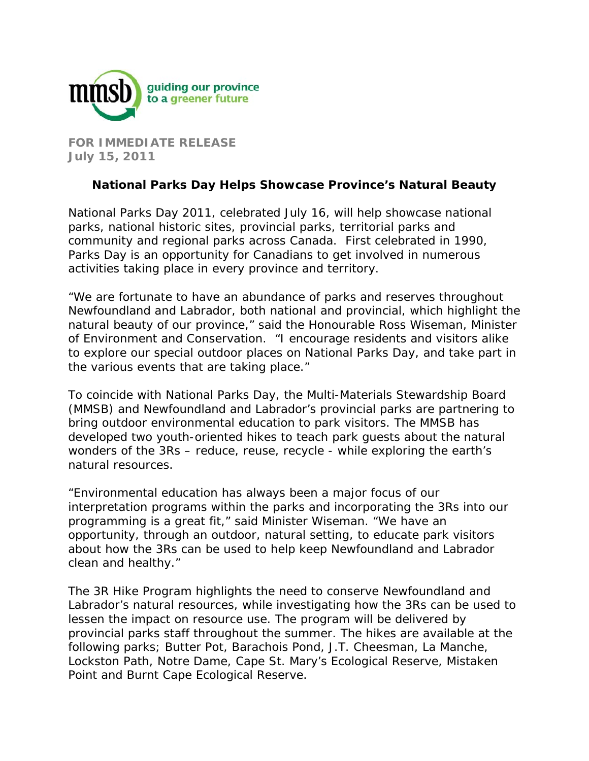mmsb guiding our province to a greener future

**FOR IMMEDIATE RELEASE**
**July 15, 2011**

## National Parks Day Helps Showcase Province's Natural Beauty

National Parks Day 2011, celebrated July 16, will help showcase national parks, national historic sites, provincial parks, territorial parks and community and regional parks across Canada. First celebrated in 1990, Parks Day is an opportunity for Canadians to get involved in numerous activities taking place in every province and territory.

"We are fortunate to have an abundance of parks and reserves throughout Newfoundland and Labrador, both national and provincial, which highlight the natural beauty of our province," said the Honourable Ross Wiseman, Minister of Environment and Conservation. "I encourage residents and visitors alike to explore our special outdoor places on National Parks Day, and take part in the various events that are taking place."

To coincide with National Parks Day, the Multi-Materials Stewardship Board (MMSB) and Newfoundland and Labrador's provincial parks are partnering to bring outdoor environmental education to park visitors. The MMSB has developed two youth-oriented hikes to teach park guests about the natural wonders of the 3Rs – reduce, reuse, recycle - while exploring the earth's natural resources.

"Environmental education has always been a major focus of our interpretation programs within the parks and incorporating the 3Rs into our programming is a great fit," said Minister Wiseman. "We have an opportunity, through an outdoor, natural setting, to educate park visitors about how the 3Rs can be used to help keep Newfoundland and Labrador clean and healthy."

The 3R Hike Program highlights the need to conserve Newfoundland and Labrador's natural resources, while investigating how the 3Rs can be used to lessen the impact on resource use. The program will be delivered by provincial parks staff throughout the summer. The hikes are available at the following parks; Butter Pot, Barachois Pond, J.T. Cheesman, La Manche, Lockston Path, Notre Dame, Cape St. Mary's Ecological Reserve, Mistaken Point and Burnt Cape Ecological Reserve.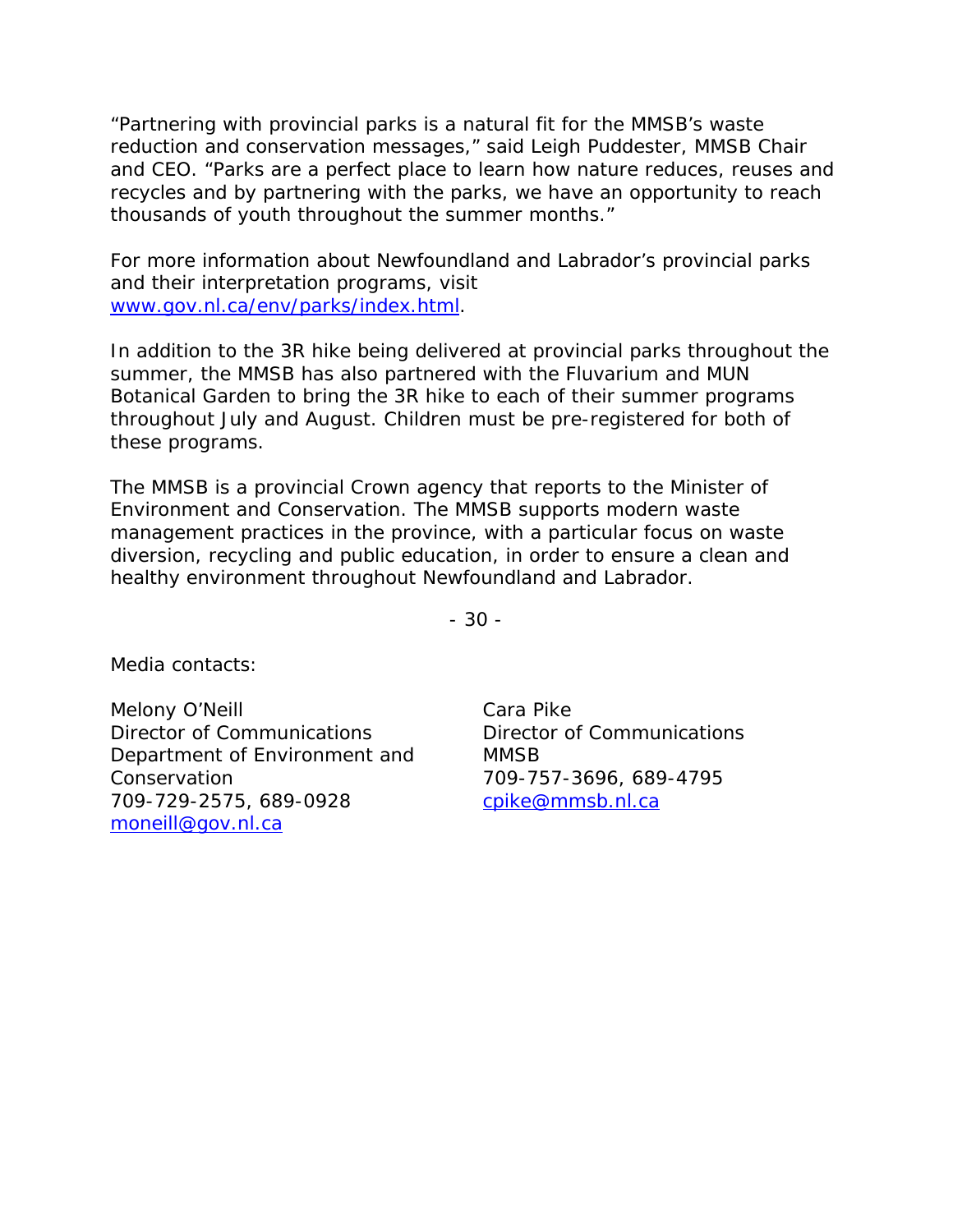"Partnering with provincial parks is a natural fit for the MMSB's waste reduction and conservation messages," said Leigh Puddester, MMSB Chair and CEO. "Parks are a perfect place to learn how nature reduces, reuses and recycles and by partnering with the parks, we have an opportunity to reach thousands of youth throughout the summer months."

For more information about Newfoundland and Labrador's provincial parks and their interpretation programs, visit www.gov.nl.ca/env/parks/index.html.

In addition to the 3R hike being delivered at provincial parks throughout the summer, the MMSB has also partnered with the Fluvarium and MUN Botanical Garden to bring the 3R hike to each of their summer programs throughout July and August. Children must be pre-registered for both of these programs.

The MMSB is a provincial Crown agency that reports to the Minister of Environment and Conservation. The MMSB supports modern waste management practices in the province, with a particular focus on waste diversion, recycling and public education, in order to ensure a clean and healthy environment throughout Newfoundland and Labrador.

- 30 -

Media contacts:

Melony O'Neill
Director of Communications
Department of Environment and Conservation
709-729-2575, 689-0928
moneill@gov.nl.ca

Cara Pike
Director of Communications
MMSB
709-757-3696, 689-4795
cpike@mmsb.nl.ca